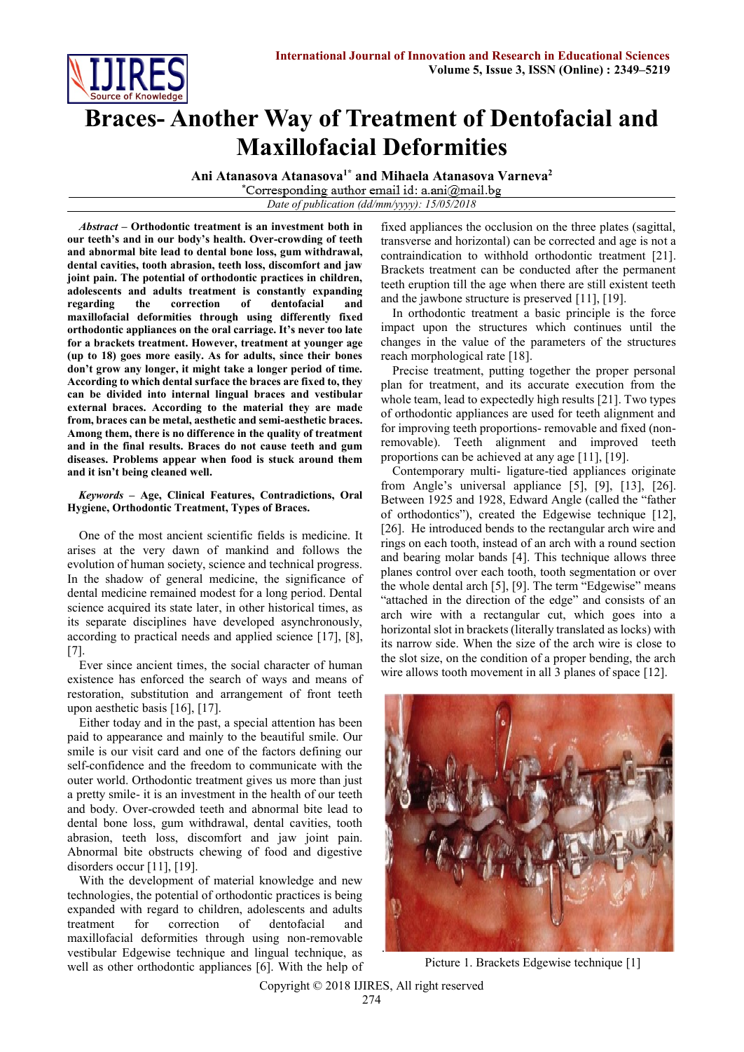# Braces- Another Way of Treatment of Dentofacial and Maxillofacial Deformities

**Ani Atanasova Atanasova[1*] and Mihaela Atanasova Varneva[2]**

*Corresponding author email id: a.ani@mail.bg

*Date of publication (dd/mm/yyyy): 15/05/2018*

***Abstract*** **– Orthodontic treatment is an investment both in our teeth's and in our body's health. Over-crowding of teeth and abnormal bite lead to dental bone loss, gum withdrawal, dental cavities, tooth abrasion, teeth loss, discomfort and jaw joint pain. The potential of orthodontic practices in children, adolescents and adults treatment is constantly expanding regarding the correction of dentofacial and maxillofacial deformities through using differently fixed orthodontic appliances on the oral carriage. It's never too late for a brackets treatment. However, treatment at younger age (up to 18) goes more easily. As for adults, since their bones don't grow any longer, it might take a longer period of time. According to which dental surface the braces are fixed to, they can be divided into internal lingual braces and vestibular external braces. According to the material they are made from, braces can be metal, aesthetic and semi-aesthetic braces. Among them, there is no difference in the quality of treatment and in the final results. Braces do not cause teeth and gum diseases. Problems appear when food is stuck around them and it isn't being cleaned well.**

***Keywords*** **– Age, Clinical Features, Contradictions, Oral Hygiene, Orthodontic Treatment, Types of Braces.**

One of the most ancient scientific fields is medicine. It arises at the very dawn of mankind and follows the evolution of human society, science and technical progress. In the shadow of general medicine, the significance of dental medicine remained modest for a long period. Dental science acquired its state later, in other historical times, as its separate disciplines have developed asynchronously, according to practical needs and applied science [17], [8], [7].

Ever since ancient times, the social character of human existence has enforced the search of ways and means of restoration, substitution and arrangement of front teeth upon aesthetic basis [16], [17].

Either today and in the past, a special attention has been paid to appearance and mainly to the beautiful smile. Our smile is our visit card and one of the factors defining our self-confidence and the freedom to communicate with the outer world. Orthodontic treatment gives us more than just a pretty smile- it is an investment in the health of our teeth and body. Over-crowded teeth and abnormal bite lead to dental bone loss, gum withdrawal, dental cavities, tooth abrasion, teeth loss, discomfort and jaw joint pain. Abnormal bite obstructs chewing of food and digestive disorders occur [11], [19].

With the development of material knowledge and new technologies, the potential of orthodontic practices is being expanded with regard to children, adolescents and adults treatment for correction of dentofacial and maxillofacial deformities through using non-removable vestibular Edgewise technique and lingual technique, as well as other orthodontic appliances [6]. With the help of fixed appliances the occlusion on the three plates (sagittal, transverse and horizontal) can be corrected and age is not a contraindication to withhold orthodontic treatment [21]. Brackets treatment can be conducted after the permanent teeth eruption till the age when there are still existent teeth and the jawbone structure is preserved [11], [19].

In orthodontic treatment a basic principle is the force impact upon the structures which continues until the changes in the value of the parameters of the structures reach morphological rate [18].

Precise treatment, putting together the proper personal plan for treatment, and its accurate execution from the whole team, lead to expectedly high results [21]. Two types of orthodontic appliances are used for teeth alignment and for improving teeth proportions- removable and fixed (non-removable). Teeth alignment and improved teeth proportions can be achieved at any age [11], [19].

Contemporary multi- ligature-tied appliances originate from Angle's universal appliance [5], [9], [13], [26]. Between 1925 and 1928, Edward Angle (called the "father of orthodontics"), created the Edgewise technique [12], [26]. He introduced bends to the rectangular arch wire and rings on each tooth, instead of an arch with a round section and bearing molar bands [4]. This technique allows three planes control over each tooth, tooth segmentation or over the whole dental arch [5], [9]. The term "Edgewise" means "attached in the direction of the edge" and consists of an arch wire with a rectangular cut, which goes into a horizontal slot in brackets (literally translated as locks) with its narrow side. When the size of the arch wire is close to the slot size, on the condition of a proper bending, the arch wire allows tooth movement in all 3 planes of space [12].

Picture 1. Brackets Edgewise technique [1]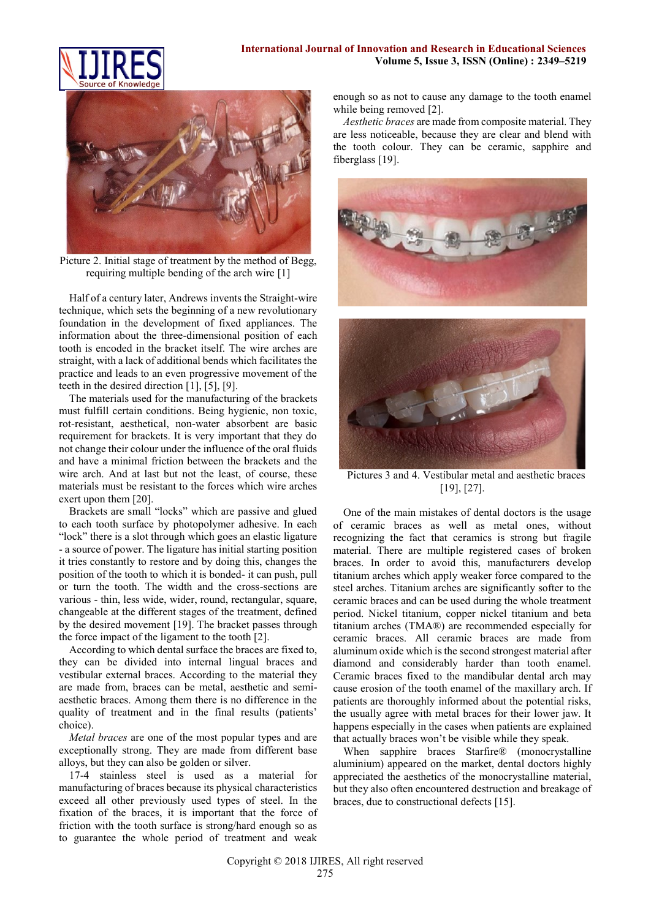Picture 2. Initial stage of treatment by the method of Begg, requiring multiple bending of the arch wire [1]

Half of a century later, Andrews invents the Straight-wire technique, which sets the beginning of a new revolutionary foundation in the development of fixed appliances. The information about the three-dimensional position of each tooth is encoded in the bracket itself. The wire arches are straight, with a lack of additional bends which facilitates the practice and leads to an even progressive movement of the teeth in the desired direction [1], [5], [9].

The materials used for the manufacturing of the brackets must fulfill certain conditions. Being hygienic, non toxic, rot-resistant, aesthetical, non-water absorbent are basic requirement for brackets. It is very important that they do not change their colour under the influence of the oral fluids and have a minimal friction between the brackets and the wire arch. And at last but not the least, of course, these materials must be resistant to the forces which wire arches exert upon them [20].

Brackets are small "locks" which are passive and glued to each tooth surface by photopolymer adhesive. In each "lock" there is a slot through which goes an elastic ligature - a source of power. The ligature has initial starting position it tries constantly to restore and by doing this, changes the position of the tooth to which it is bonded- it can push, pull or turn the tooth. The width and the cross-sections are various - thin, less wide, wider, round, rectangular, square, changeable at the different stages of the treatment, defined by the desired movement [19]. The bracket passes through the force impact of the ligament to the tooth [2].

According to which dental surface the braces are fixed to, they can be divided into internal lingual braces and vestibular external braces. According to the material they are made from, braces can be metal, aesthetic and semi-aesthetic braces. Among them there is no difference in the quality of treatment and in the final results (patients' choice).

*Metal braces* are one of the most popular types and are exceptionally strong. They are made from different base alloys, but they can also be golden or silver.

17-4 stainless steel is used as a material for manufacturing of braces because its physical characteristics exceed all other previously used types of steel. In the fixation of the braces, it is important that the force of friction with the tooth surface is strong/hard enough so as to guarantee the whole period of treatment and weak enough so as not to cause any damage to the tooth enamel while being removed [2].

*Aesthetic braces* are made from composite material. They are less noticeable, because they are clear and blend with the tooth colour. They can be ceramic, sapphire and fiberglass [19].

Pictures 3 and 4. Vestibular metal and aesthetic braces [19], [27].

One of the main mistakes of dental doctors is the usage of ceramic braces as well as metal ones, without recognizing the fact that ceramics is strong but fragile material. There are multiple registered cases of broken braces. In order to avoid this, manufacturers develop titanium arches which apply weaker force compared to the steel arches. Titanium arches are significantly softer to the ceramic braces and can be used during the whole treatment period. Nickel titanium, copper nickel titanium and beta titanium arches (TMA®) are recommended especially for ceramic braces. All ceramic braces are made from aluminum oxide which is the second strongest material after diamond and considerably harder than tooth enamel. Ceramic braces fixed to the mandibular dental arch may cause erosion of the tooth enamel of the maxillary arch. If patients are thoroughly informed about the potential risks, the usually agree with metal braces for their lower jaw. It happens especially in the cases when patients are explained that actually braces won't be visible while they speak.

When sapphire braces Starfire® (monocrystalline aluminium) appeared on the market, dental doctors highly appreciated the aesthetics of the monocrystalline material, but they also often encountered destruction and breakage of braces, due to constructional defects [15].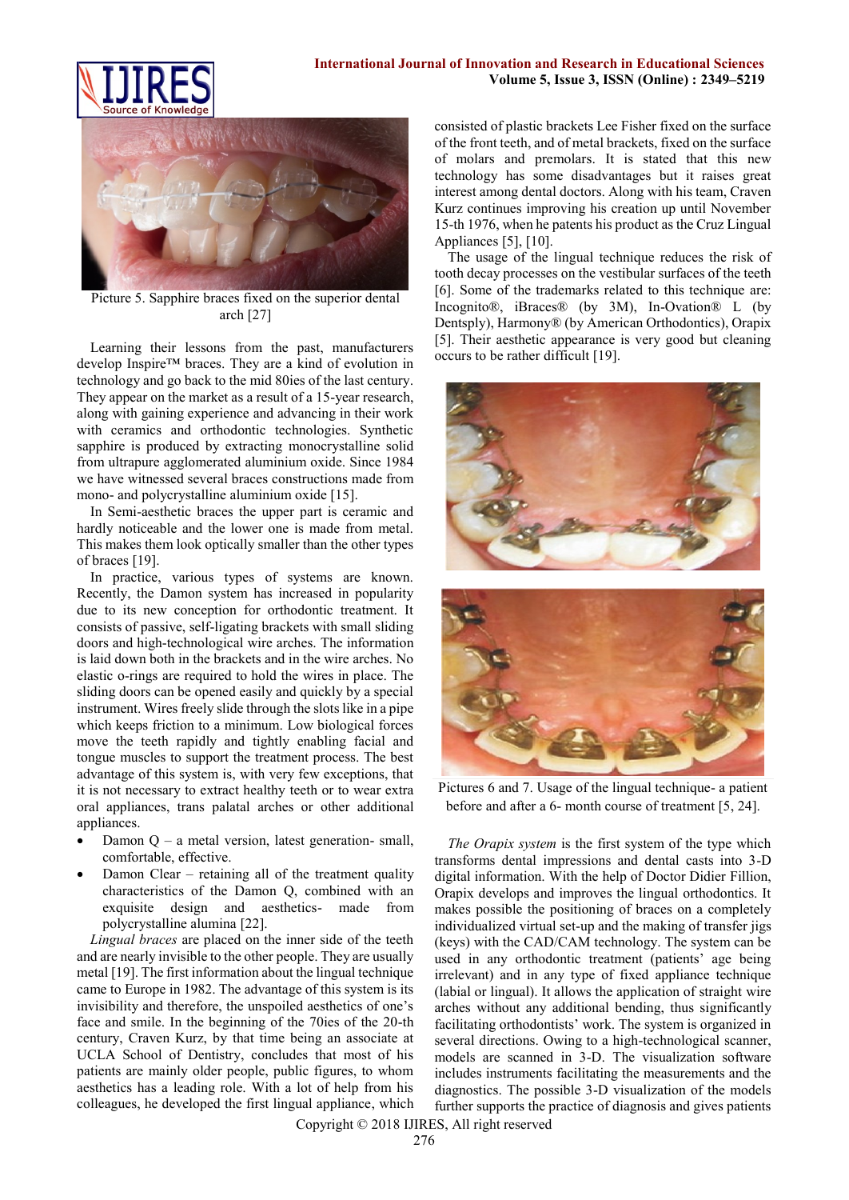Picture 5. Sapphire braces fixed on the superior dental arch [27]

Learning their lessons from the past, manufacturers develop Inspire™ braces. They are a kind of evolution in technology and go back to the mid 80ies of the last century. They appear on the market as a result of a 15-year research, along with gaining experience and advancing in their work with ceramics and orthodontic technologies. Synthetic sapphire is produced by extracting monocrystalline solid from ultrapure agglomerated aluminium oxide. Since 1984 we have witnessed several braces constructions made from mono- and polycrystalline aluminium oxide [15].

In Semi-aesthetic braces the upper part is ceramic and hardly noticeable and the lower one is made from metal. This makes them look optically smaller than the other types of braces [19].

In practice, various types of systems are known. Recently, the Damon system has increased in popularity due to its new conception for orthodontic treatment. It consists of passive, self-ligating brackets with small sliding doors and high-technological wire arches. The information is laid down both in the brackets and in the wire arches. No elastic o-rings are required to hold the wires in place. The sliding doors can be opened easily and quickly by a special instrument. Wires freely slide through the slots like in a pipe which keeps friction to a minimum. Low biological forces move the teeth rapidly and tightly enabling facial and tongue muscles to support the treatment process. The best advantage of this system is, with very few exceptions, that it is not necessary to extract healthy teeth or to wear extra oral appliances, trans palatal arches or other additional appliances.

- Damon Q – a metal version, latest generation- small, comfortable, effective.
- Damon Clear – retaining all of the treatment quality characteristics of the Damon Q, combined with an exquisite design and aesthetics- made from polycrystalline alumina [22].

*Lingual braces* are placed on the inner side of the teeth and are nearly invisible to the other people. They are usually metal [19]. The first information about the lingual technique came to Europe in 1982. The advantage of this system is its invisibility and therefore, the unspoiled aesthetics of one's face and smile. In the beginning of the 70ies of the 20-th century, Craven Kurz, by that time being an associate at UCLA School of Dentistry, concludes that most of his patients are mainly older people, public figures, to whom aesthetics has a leading role. With a lot of help from his colleagues, he developed the first lingual appliance, which consisted of plastic brackets Lee Fisher fixed on the surface of the front teeth, and of metal brackets, fixed on the surface of molars and premolars. It is stated that this new technology has some disadvantages but it raises great interest among dental doctors. Along with his team, Craven Kurz continues improving his creation up until November 15-th 1976, when he patents his product as the Cruz Lingual Appliances [5], [10].

The usage of the lingual technique reduces the risk of tooth decay processes on the vestibular surfaces of the teeth [6]. Some of the trademarks related to this technique are: Incognito®, iBraces® (by 3M), In-Ovation® L (by Dentsply), Harmony® (by American Orthodontics), Orapix [5]. Their aesthetic appearance is very good but cleaning occurs to be rather difficult [19].

Pictures 6 and 7. Usage of the lingual technique- a patient before and after a 6- month course of treatment [5, 24].

*The Orapix system* is the first system of the type which transforms dental impressions and dental casts into 3-D digital information. With the help of Doctor Didier Fillion, Orapix develops and improves the lingual orthodontics. It makes possible the positioning of braces on a completely individualized virtual set-up and the making of transfer jigs (keys) with the CAD/CAM technology. The system can be used in any orthodontic treatment (patients' age being irrelevant) and in any type of fixed appliance technique (labial or lingual). It allows the application of straight wire arches without any additional bending, thus significantly facilitating orthodontists' work. The system is organized in several directions. Owing to a high-technological scanner, models are scanned in 3-D. The visualization software includes instruments facilitating the measurements and the diagnostics. The possible 3-D visualization of the models further supports the practice of diagnosis and gives patients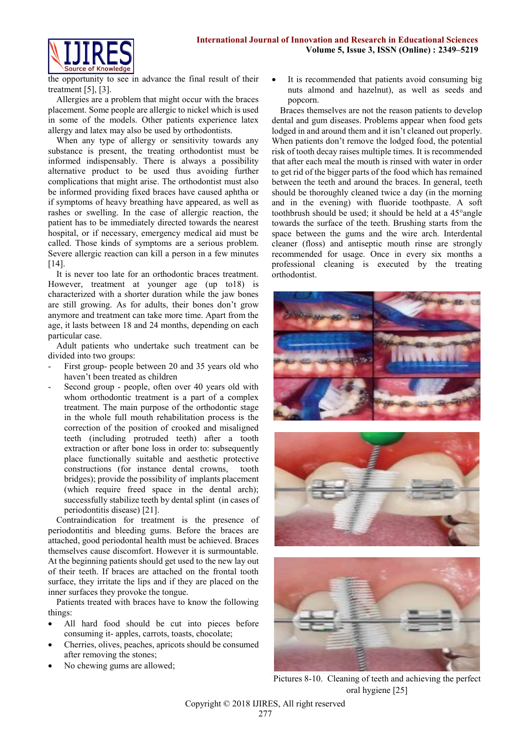the opportunity to see in advance the final result of their treatment [5], [3].

Allergies are a problem that might occur with the braces placement. Some people are allergic to nickel which is used in some of the models. Other patients experience latex allergy and latex may also be used by orthodontists.

When any type of allergy or sensitivity towards any substance is present, the treating orthodontist must be informed indispensably. There is always a possibility alternative product to be used thus avoiding further complications that might arise. The orthodontist must also be informed providing fixed braces have caused aphtha or if symptoms of heavy breathing have appeared, as well as rashes or swelling. In the case of allergic reaction, the patient has to be immediately directed towards the nearest hospital, or if necessary, emergency medical aid must be called. Those kinds of symptoms are a serious problem. Severe allergic reaction can kill a person in a few minutes [14].

It is never too late for an orthodontic braces treatment. However, treatment at younger age (up to18) is characterized with a shorter duration while the jaw bones are still growing. As for adults, their bones don't grow anymore and treatment can take more time. Apart from the age, it lasts between 18 and 24 months, depending on each particular case.

Adult patients who undertake such treatment can be divided into two groups:

- First group- people between 20 and 35 years old who haven't been treated as children
- Second group - people, often over 40 years old with whom orthodontic treatment is a part of a complex treatment. The main purpose of the orthodontic stage in the whole full mouth rehabilitation process is the correction of the position of crooked and misaligned teeth (including protruded teeth) after a tooth extraction or after bone loss in order to: subsequently place functionally suitable and aesthetic protective constructions (for instance dental crowns, tooth bridges); provide the possibility of implants placement (which require freed space in the dental arch); successfully stabilize teeth by dental splint (in cases of periodontitis disease) [21].

Contraindication for treatment is the presence of periodontitis and bleeding gums. Before the braces are attached, good periodontal health must be achieved. Braces themselves cause discomfort. However it is surmountable. At the beginning patients should get used to the new lay out of their teeth. If braces are attached on the frontal tooth surface, they irritate the lips and if they are placed on the inner surfaces they provoke the tongue.

Patients treated with braces have to know the following things:

- All hard food should be cut into pieces before consuming it- apples, carrots, toasts, chocolate;
- Cherries, olives, peaches, apricots should be consumed after removing the stones;
- No chewing gums are allowed;
- It is recommended that patients avoid consuming big nuts almond and hazelnut), as well as seeds and popcorn.

Braces themselves are not the reason patients to develop dental and gum diseases. Problems appear when food gets lodged in and around them and it isn't cleaned out properly. When patients don't remove the lodged food, the potential risk of tooth decay raises multiple times. It is recommended that after each meal the mouth is rinsed with water in order to get rid of the bigger parts of the food which has remained between the teeth and around the braces. In general, teeth should be thoroughly cleaned twice a day (in the morning and in the evening) with fluoride toothpaste. A soft toothbrush should be used; it should be held at a 45°angle towards the surface of the teeth. Brushing starts from the space between the gums and the wire arch. Interdental cleaner (floss) and antiseptic mouth rinse are strongly recommended for usage. Once in every six months a professional cleaning is executed by the treating orthodontist.

Pictures 8-10. Cleaning of teeth and achieving the perfect oral hygiene [25]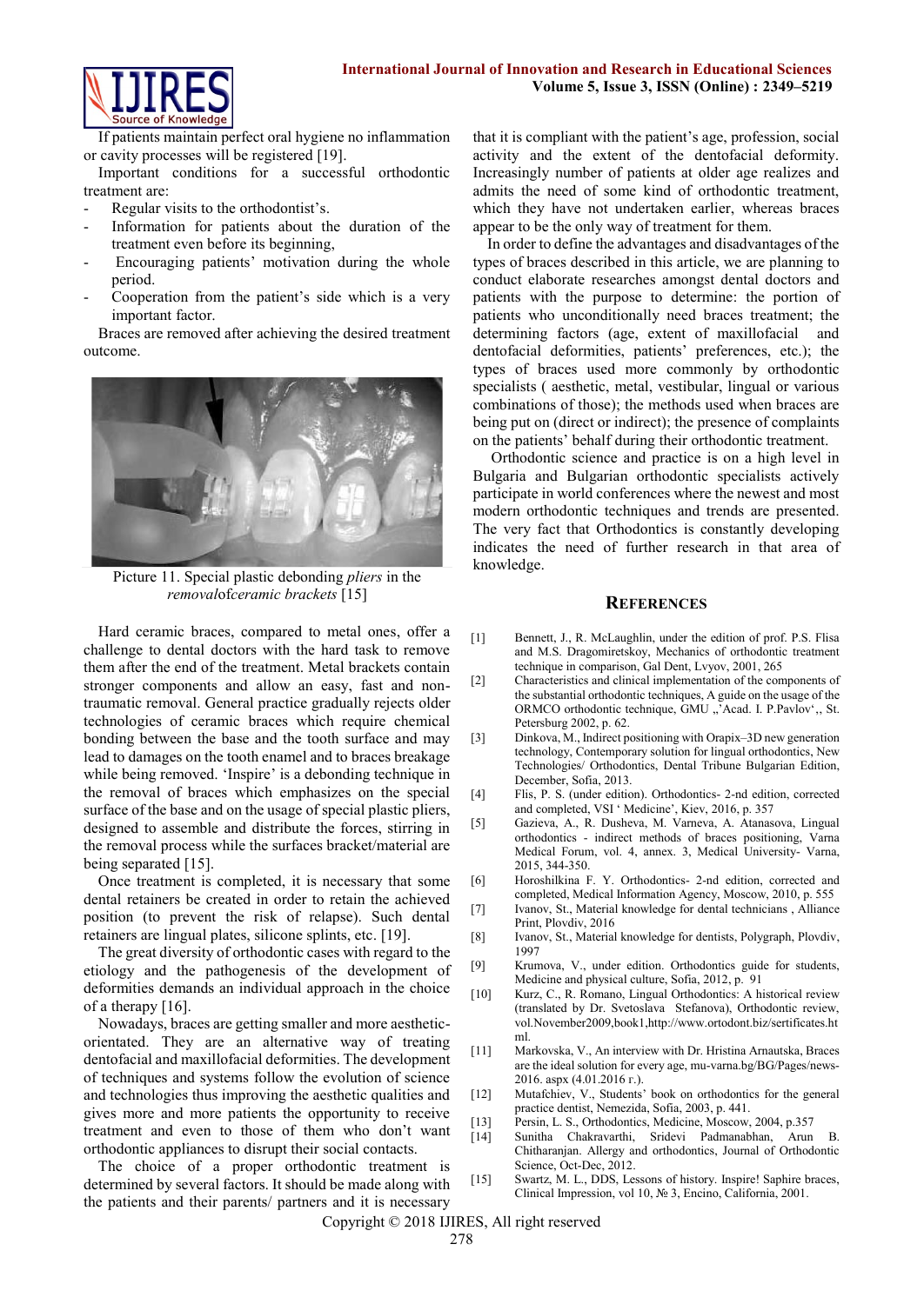If patients maintain perfect oral hygiene no inflammation or cavity processes will be registered [19].

Important conditions for a successful orthodontic treatment are:

- Regular visits to the orthodontist's.
- Information for patients about the duration of the treatment even before its beginning,
- Encouraging patients' motivation during the whole period.
- Cooperation from the patient's side which is a very important factor.

Braces are removed after achieving the desired treatment outcome.

Picture 11. Special plastic debonding *pliers* in the *removal*of*ceramic brackets* [15]

Hard ceramic braces, compared to metal ones, offer a challenge to dental doctors with the hard task to remove them after the end of the treatment. Metal brackets contain stronger components and allow an easy, fast and non-traumatic removal. General practice gradually rejects older technologies of ceramic braces which require chemical bonding between the base and the tooth surface and may lead to damages on the tooth enamel and to braces breakage while being removed. 'Inspire' is a debonding technique in the removal of braces which emphasizes on the special surface of the base and on the usage of special plastic pliers, designed to assemble and distribute the forces, stirring in the removal process while the surfaces bracket/material are being separated [15].

Once treatment is completed, it is necessary that some dental retainers be created in order to retain the achieved position (to prevent the risk of relapse). Such dental retainers are lingual plates, silicone splints, etc. [19].

The great diversity of orthodontic cases with regard to the etiology and the pathogenesis of the development of deformities demands an individual approach in the choice of a therapy [16].

Nowadays, braces are getting smaller and more aesthetic-orientated. They are an alternative way of treating dentofacial and maxillofacial deformities. The development of techniques and systems follow the evolution of science and technologies thus improving the aesthetic qualities and gives more and more patients the opportunity to receive treatment and even to those of them who don't want orthodontic appliances to disrupt their social contacts.

The choice of a proper orthodontic treatment is determined by several factors. It should be made along with the patients and their parents/ partners and it is necessary that it is compliant with the patient's age, profession, social activity and the extent of the dentofacial deformity. Increasingly number of patients at older age realizes and admits the need of some kind of orthodontic treatment, which they have not undertaken earlier, whereas braces appear to be the only way of treatment for them.

In order to define the advantages and disadvantages of the types of braces described in this article, we are planning to conduct elaborate researches amongst dental doctors and patients with the purpose to determine: the portion of patients who unconditionally need braces treatment; the determining factors (age, extent of maxillofacial and dentofacial deformities, patients' preferences, etc.); the types of braces used more commonly by orthodontic specialists ( aesthetic, metal, vestibular, lingual or various combinations of those); the methods used when braces are being put on (direct or indirect); the presence of complaints on the patients' behalf during their orthodontic treatment.

Orthodontic science and practice is on a high level in Bulgaria and Bulgarian orthodontic specialists actively participate in world conferences where the newest and most modern orthodontic techniques and trends are presented. The very fact that Orthodontics is constantly developing indicates the need of further research in that area of knowledge.

## REFERENCES

[1] Bennett, J., R. McLaughlin, under the edition of prof. P.S. Flisa and M.S. Dragomiretskoy, Mechanics of orthodontic treatment technique in comparison, Gal Dent, Lvyov, 2001, 265

[2] Characteristics and clinical implementation of the components of the substantial orthodontic techniques, A guide on the usage of the ORMCO orthodontic technique, GMU „'Acad. I. P.Pavlov',, St. Petersburg 2002, p. 62.

[3] Dinkova, M., Indirect positioning with Orapix–3D new generation technology, Contemporary solution for lingual orthodontics, New Technologies/ Orthodontics, Dental Tribune Bulgarian Edition, December, Sofia, 2013.

[4] Flis, P. S. (under edition). Orthodontics- 2-nd edition, corrected and completed, VSI ' Medicine', Kiev, 2016, p. 357

[5] Gazieva, A., R. Dusheva, M. Varneva, A. Atanasova, Lingual orthodontics - indirect methods of braces positioning, Varna Medical Forum, vol. 4, annex. 3, Medical University- Varna, 2015, 344-350.

[6] Horoshilkina F. Y. Orthodontics- 2-nd edition, corrected and completed, Medical Information Agency, Moscow, 2010, p. 555

[7] Ivanov, St., Material knowledge for dental technicians , Alliance Print, Plovdiv, 2016

[8] Ivanov, St., Material knowledge for dentists, Polygraph, Plovdiv, 1997

[9] Krumova, V., under edition. Orthodontics guide for students, Medicine and physical culture, Sofia, 2012, p. 91

[10] Kurz, C., R. Romano, Lingual Orthodontics: A historical review (translated by Dr. Svetoslava Stefanova), Orthodontic review, vol.November2009,book1,http://www.ortodont.biz/sertificates.html.

[11] Markovska, V., An interview with Dr. Hristina Arnautska, Braces are the ideal solution for every age, mu-varna.bg/BG/Pages/news-2016. aspx (4.01.2016 г.).

[12] Mutafchiev, V., Students' book on orthodontics for the general practice dentist, Nemezida, Sofia, 2003, p. 441.

[13] Persin, L. S., Orthodontics, Medicine, Moscow, 2004, p.357

[14] Sunitha Chakravarthi, Sridevi Padmanabhan, Arun B. Chitharanjan. Allergy and orthodontics, Journal of Orthodontic Science, Oct-Dec, 2012.

[15] Swartz, M. L., DDS, Lessons of history. Inspire! Saphire braces, Clinical Impression, vol 10, № 3, Encino, California, 2001.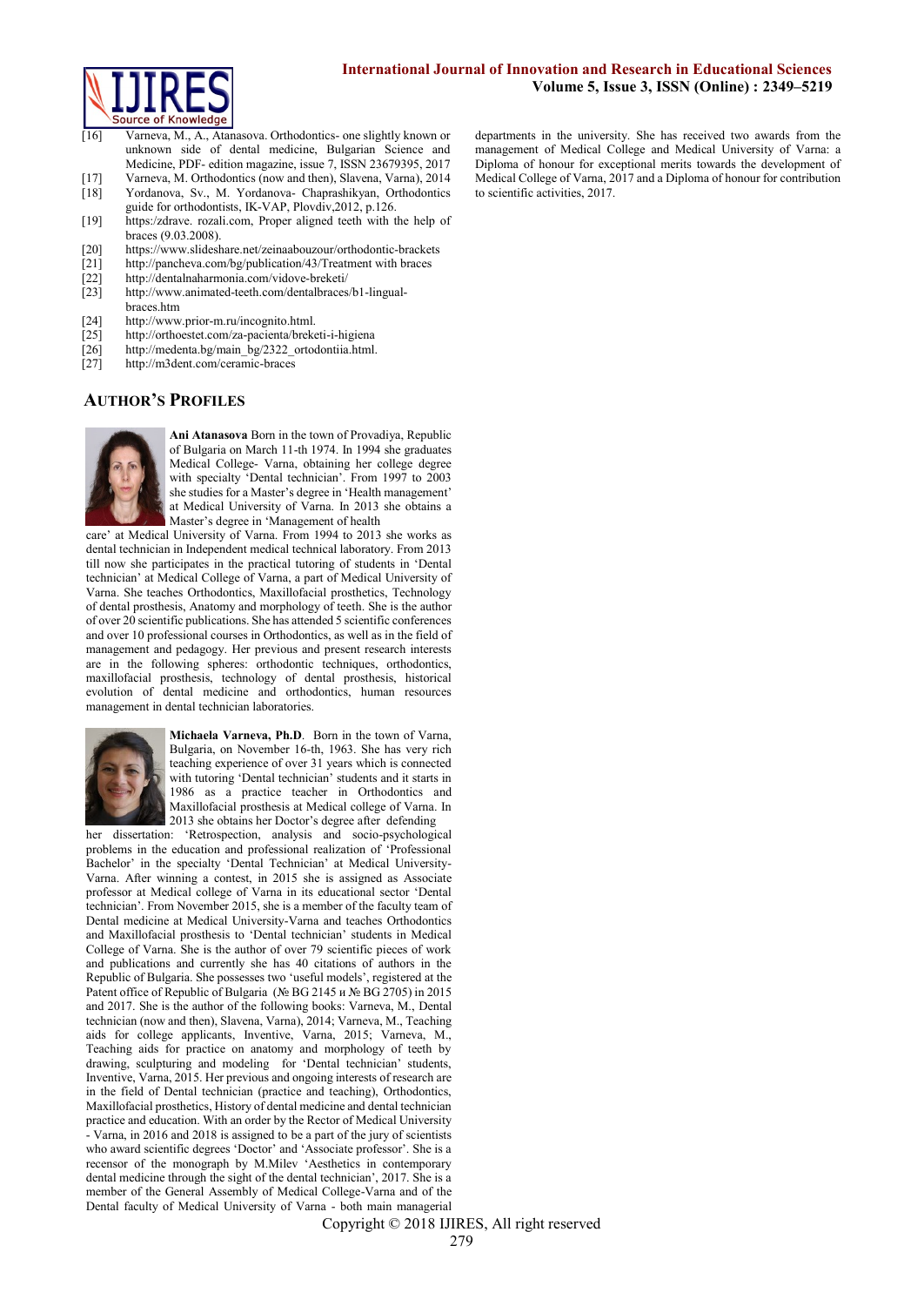[16] Varneva, M., A., Atanasova. Orthodontics- one slightly known or unknown side of dental medicine, Bulgarian Science and Medicine, PDF- edition magazine, issue 7, ISSN 23679395, 2017

[17] Varneva, M. Orthodontics (now and then), Slavena, Varna), 2014

[18] Yordanova, Sv., M. Yordanova- Chaprashikyan, Orthodontics guide for orthodontists, IK-VAP, Plovdiv,2012, p.126.

[19] https:/zdrave. rozali.com, Proper aligned teeth with the help of braces (9.03.2008).

[20] https://www.slideshare.net/zeinaabouzour/orthodontic-brackets

[21] http://pancheva.com/bg/publication/43/Treatment with braces

[22] http://dentalnaharmonia.com/vidove-breketi/

[23] http://www.animated-teeth.com/dentalbraces/b1-lingual-braces.htm

[24] http://www.prior-m.ru/incognito.html.

[25] http://orthoestet.com/za-pacienta/breketi-i-higiena

[26] http://medenta.bg/main_bg/2322_ortodontiia.html.

[27] http://m3dent.com/ceramic-braces

## Author's Profiles

**Ani Atanasova** Born in the town of Provadiya, Republic of Bulgaria on March 11-th 1974. In 1994 she graduates Medical College- Varna, obtaining her college degree with specialty 'Dental technician'. From 1997 to 2003 she studies for a Master's degree in 'Health management' at Medical University of Varna. In 2013 she obtains a Master's degree in 'Management of health care' at Medical University of Varna. From 1994 to 2013 she works as dental technician in Independent medical technical laboratory. From 2013 till now she participates in the practical tutoring of students in 'Dental technician' at Medical College of Varna, a part of Medical University of Varna. She teaches Orthodontics, Maxillofacial prosthetics, Technology of dental prosthesis, Anatomy and morphology of teeth. She is the author of over 20 scientific publications. She has attended 5 scientific conferences and over 10 professional courses in Orthodontics, as well as in the field of management and pedagogy. Her previous and present research interests are in the following spheres: orthodontic techniques, orthodontics, maxillofacial prosthesis, technology of dental prosthesis, historical evolution of dental medicine and orthodontics, human resources management in dental technician laboratories.

**Michaela Varneva, Ph.D**. Born in the town of Varna, Bulgaria, on November 16-th, 1963. She has very rich teaching experience of over 31 years which is connected with tutoring 'Dental technician' students and it starts in 1986 as a practice teacher in Orthodontics and Maxillofacial prosthesis at Medical college of Varna. In 2013 she obtains her Doctor's degree after defending her dissertation: 'Retrospection, analysis and socio-psychological problems in the education and professional realization of 'Professional Bachelor' in the specialty 'Dental Technician' at Medical University-Varna. After winning a contest, in 2015 she is assigned as Associate professor at Medical college of Varna in its educational sector 'Dental technician'. From November 2015, she is a member of the faculty team of Dental medicine at Medical University-Varna and teaches Orthodontics and Maxillofacial prosthesis to 'Dental technician' students in Medical College of Varna. She is the author of over 79 scientific pieces of work and publications and currently she has 40 citations of authors in the Republic of Bulgaria. She possesses two 'useful models', registered at the Patent office of Republic of Bulgaria (№ BG 2145 и № BG 2705) in 2015 and 2017. She is the author of the following books: Varneva, M., Dental technician (now and then), Slavena, Varna), 2014; Varneva, M., Teaching aids for college applicants, Inventive, Varna, 2015; Varneva, M., Teaching aids for practice on anatomy and morphology of teeth by drawing, sculpturing and modeling for 'Dental technician' students, Inventive, Varna, 2015. Her previous and ongoing interests of research are in the field of Dental technician (practice and teaching), Orthodontics, Maxillofacial prosthetics, History of dental medicine and dental technician practice and education. With an order by the Rector of Medical University - Varna, in 2016 and 2018 is assigned to be a part of the jury of scientists who award scientific degrees 'Doctor' and 'Associate professor'. She is a recensor of the monograph by M.Milev 'Aesthetics in contemporary dental medicine through the sight of the dental technician', 2017. She is a member of the General Assembly of Medical College-Varna and of the Dental faculty of Medical University of Varna - both main managerial departments in the university. She has received two awards from the management of Medical College and Medical University of Varna: a Diploma of honour for exceptional merits towards the development of Medical College of Varna, 2017 and a Diploma of honour for contribution to scientific activities, 2017.